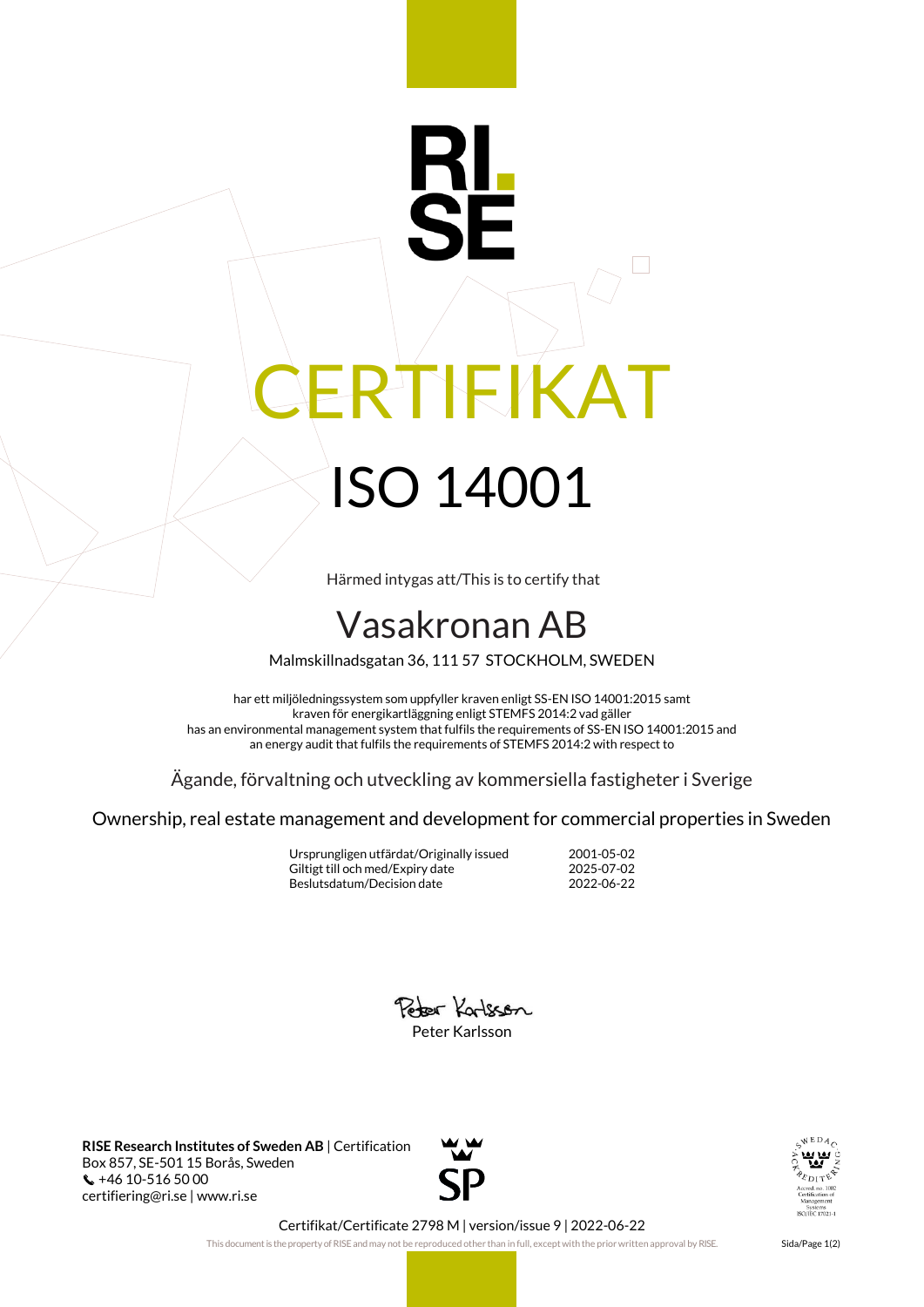RI.
SE

# CERTIFIKAT

# ISO 14001

Härmed intygas att/This is to certify that

## Vasakronan AB

Malmskillnadsgatan 36, 111 57 STOCKHOLM, SWEDEN

har ett miljöledningssystem som uppfyller kraven enligt SS-EN ISO 14001:2015 samt kraven för energikartläggning enligt STEMFS 2014:2 vad gäller
has an environmental management system that fulfils the requirements of SS-EN ISO 14001:2015 and an energy audit that fulfils the requirements of STEMFS 2014:2 with respect to

Ägande, förvaltning och utveckling av kommersiella fastigheter i Sverige

Ownership, real estate management and development for commercial properties in Sweden

| | |
|---|---|
| Ursprungligen utfärdat/Originally issued | 2001-05-02 |
| Giltigt till och med/Expiry date | 2025-07-02 |
| Beslutsdatum/Decision date | 2022-06-22 |

Peter Karlsson

**RISE Research Institutes of Sweden AB** | Certification
Box 857, SE-501 15 Borås, Sweden
+46 10-516 50 00
certifiering@ri.se | www.ri.se

SP

SWEDAC ACKREDITERING
Ackred. nr. 1002
Certifiering av Management Systems
ISO/IEC 17021-1

Certifikat/Certificate 2798 M | version/issue 9 | 2022-06-22

This document is the property of RISE and may not be reproduced other than in full, except with the prior written approval by RISE.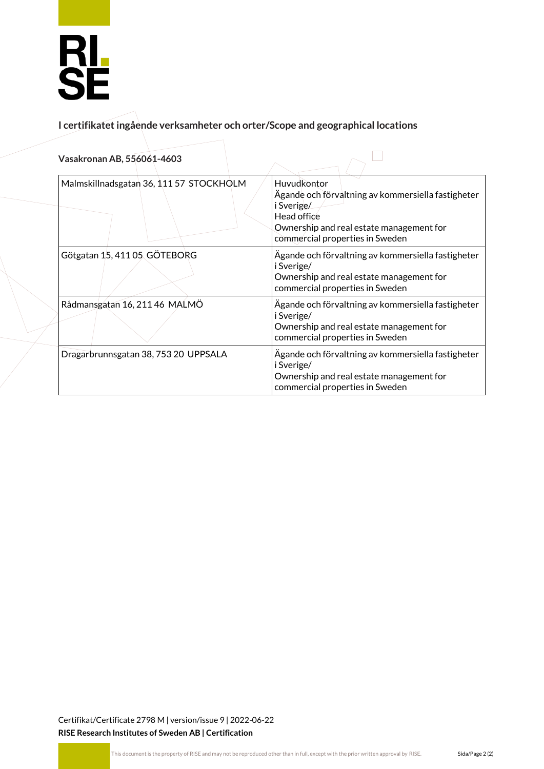RI. SE

## I certifikatet ingående verksamheter och orter/Scope and geographical locations

**Vasakronan AB, 556061-4603**

| | |
|---|---|
| Malmskillnadsgatan 36, 111 57 STOCKHOLM | Huvudkontor<br>Ägande och förvaltning av kommersiella fastigheter i Sverige/<br>Head office<br>Ownership and real estate management for commercial properties in Sweden |
| Götgatan 15, 411 05 GÖTEBORG | Ägande och förvaltning av kommersiella fastigheter i Sverige/<br>Ownership and real estate management for commercial properties in Sweden |
| Rådmansgatan 16, 211 46 MALMÖ | Ägande och förvaltning av kommersiella fastigheter i Sverige/<br>Ownership and real estate management for commercial properties in Sweden |
| Dragarbrunnsgatan 38, 753 20 UPPSALA | Ägande och förvaltning av kommersiella fastigheter i Sverige/<br>Ownership and real estate management for commercial properties in Sweden |

Certifikat/Certificate 2798 M | version/issue 9 | 2022-06-22

**RISE Research Institutes of Sweden AB | Certification**

This document is the property of RISE and may not be reproduced other than in full, except with the prior written approval by RISE.